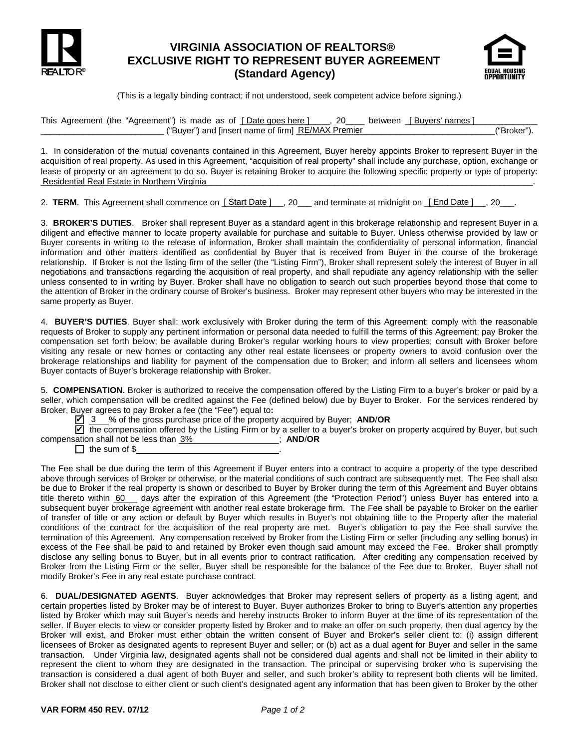# VIRGINIA ASSOCIATION OF REALTORS®
# EXCLUSIVE RIGHT TO REPRESENT BUYER AGREEMENT
# (Standard Agency)

(This is a legally binding contract; if not understood, seek competent advice before signing.)

This Agreement (the "Agreement") is made as of [ Date goes here ], 20____ between [ Buyers' names ] ("Buyer") and [insert name of firm] RE/MAX Premier ("Broker").

1. In consideration of the mutual covenants contained in this Agreement, Buyer hereby appoints Broker to represent Buyer in the acquisition of real property. As used in this Agreement, "acquisition of real property" shall include any purchase, option, exchange or lease of property or an agreement to do so. Buyer is retaining Broker to acquire the following specific property or type of property: Residential Real Estate in Northern Virginia.

2. **TERM**. This Agreement shall commence on [ Start Date ], 20___ and terminate at midnight on [ End Date ], 20___.

3. **BROKER'S DUTIES**. Broker shall represent Buyer as a standard agent in this brokerage relationship and represent Buyer in a diligent and effective manner to locate property available for purchase and suitable to Buyer. Unless otherwise provided by law or Buyer consents in writing to the release of information, Broker shall maintain the confidentiality of personal information, financial information and other matters identified as confidential by Buyer that is received from Buyer in the course of the brokerage relationship. If Broker is not the listing firm of the seller (the "Listing Firm"), Broker shall represent solely the interest of Buyer in all negotiations and transactions regarding the acquisition of real property, and shall repudiate any agency relationship with the seller unless consented to in writing by Buyer. Broker shall have no obligation to search out such properties beyond those that come to the attention of Broker in the ordinary course of Broker's business. Broker may represent other buyers who may be interested in the same property as Buyer.

4. **BUYER'S DUTIES**. Buyer shall: work exclusively with Broker during the term of this Agreement; comply with the reasonable requests of Broker to supply any pertinent information or personal data needed to fulfill the terms of this Agreement; pay Broker the compensation set forth below; be available during Broker's regular working hours to view properties; consult with Broker before visiting any resale or new homes or contacting any other real estate licensees or property owners to avoid confusion over the brokerage relationships and liability for payment of the compensation due to Broker; and inform all sellers and licensees whom Buyer contacts of Buyer's brokerage relationship with Broker.

5. **COMPENSATION**. Broker is authorized to receive the compensation offered by the Listing Firm to a buyer's broker or paid by a seller, which compensation will be credited against the Fee (defined below) due by Buyer to Broker. For the services rendered by Broker, Buyer agrees to pay Broker a fee (the "Fee") equal to:

- ☑ 3 % of the gross purchase price of the property acquired by Buyer; **AND**/**OR**
- ☑ the compensation offered by the Listing Firm or by a seller to a buyer's broker on property acquired by Buyer, but such compensation shall not be less than 3%; **AND**/**OR**
- ☐ the sum of $__________.

The Fee shall be due during the term of this Agreement if Buyer enters into a contract to acquire a property of the type described above through services of Broker or otherwise, or the material conditions of such contract are subsequently met. The Fee shall also be due to Broker if the real property is shown or described to Buyer by Broker during the term of this Agreement and Buyer obtains title thereto within 60 days after the expiration of this Agreement (the "Protection Period") unless Buyer has entered into a subsequent buyer brokerage agreement with another real estate brokerage firm. The Fee shall be payable to Broker on the earlier of transfer of title or any action or default by Buyer which results in Buyer's not obtaining title to the Property after the material conditions of the contract for the acquisition of the real property are met. Buyer's obligation to pay the Fee shall survive the termination of this Agreement. Any compensation received by Broker from the Listing Firm or seller (including any selling bonus) in excess of the Fee shall be paid to and retained by Broker even though said amount may exceed the Fee. Broker shall promptly disclose any selling bonus to Buyer, but in all events prior to contract ratification. After crediting any compensation received by Broker from the Listing Firm or the seller, Buyer shall be responsible for the balance of the Fee due to Broker. Buyer shall not modify Broker's Fee in any real estate purchase contract.

6. **DUAL/DESIGNATED AGENTS**. Buyer acknowledges that Broker may represent sellers of property as a listing agent, and certain properties listed by Broker may be of interest to Buyer. Buyer authorizes Broker to bring to Buyer's attention any properties listed by Broker which may suit Buyer's needs and hereby instructs Broker to inform Buyer at the time of its representation of the seller. If Buyer elects to view or consider property listed by Broker and to make an offer on such property, then dual agency by the Broker will exist, and Broker must either obtain the written consent of Buyer and Broker's seller client to: (i) assign different licensees of Broker as designated agents to represent Buyer and seller; or (b) act as a dual agent for Buyer and seller in the same transaction. Under Virginia law, designated agents shall not be considered dual agents and shall not be limited in their ability to represent the client to whom they are designated in the transaction. The principal or supervising broker who is supervising the transaction is considered a dual agent of both Buyer and seller, and such broker's ability to represent both clients will be limited. Broker shall not disclose to either client or such client's designated agent any information that has been given to Broker by the other

VAR FORM 450 REV. 07/12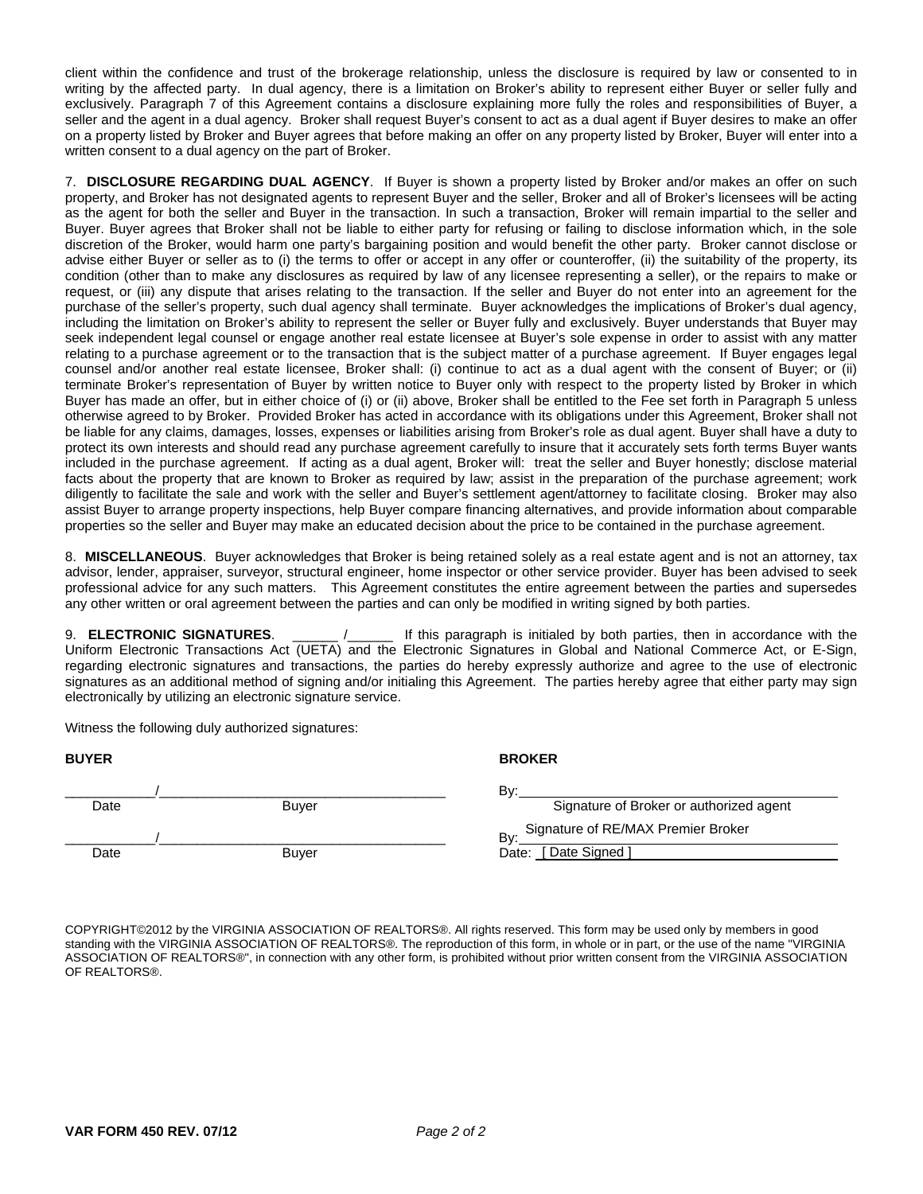client within the confidence and trust of the brokerage relationship, unless the disclosure is required by law or consented to in writing by the affected party. In dual agency, there is a limitation on Broker's ability to represent either Buyer or seller fully and exclusively. Paragraph 7 of this Agreement contains a disclosure explaining more fully the roles and responsibilities of Buyer, a seller and the agent in a dual agency. Broker shall request Buyer's consent to act as a dual agent if Buyer desires to make an offer on a property listed by Broker and Buyer agrees that before making an offer on any property listed by Broker, Buyer will enter into a written consent to a dual agency on the part of Broker.

7. **DISCLOSURE REGARDING DUAL AGENCY**. If Buyer is shown a property listed by Broker and/or makes an offer on such property, and Broker has not designated agents to represent Buyer and the seller, Broker and all of Broker's licensees will be acting as the agent for both the seller and Buyer in the transaction. In such a transaction, Broker will remain impartial to the seller and Buyer. Buyer agrees that Broker shall not be liable to either party for refusing or failing to disclose information which, in the sole discretion of the Broker, would harm one party's bargaining position and would benefit the other party. Broker cannot disclose or advise either Buyer or seller as to (i) the terms to offer or accept in any offer or counteroffer, (ii) the suitability of the property, its condition (other than to make any disclosures as required by law of any licensee representing a seller), or the repairs to make or request, or (iii) any dispute that arises relating to the transaction. If the seller and Buyer do not enter into an agreement for the purchase of the seller's property, such dual agency shall terminate. Buyer acknowledges the implications of Broker's dual agency, including the limitation on Broker's ability to represent the seller or Buyer fully and exclusively. Buyer understands that Buyer may seek independent legal counsel or engage another real estate licensee at Buyer's sole expense in order to assist with any matter relating to a purchase agreement or to the transaction that is the subject matter of a purchase agreement. If Buyer engages legal counsel and/or another real estate licensee, Broker shall: (i) continue to act as a dual agent with the consent of Buyer; or (ii) terminate Broker's representation of Buyer by written notice to Buyer only with respect to the property listed by Broker in which Buyer has made an offer, but in either choice of (i) or (ii) above, Broker shall be entitled to the Fee set forth in Paragraph 5 unless otherwise agreed to by Broker. Provided Broker has acted in accordance with its obligations under this Agreement, Broker shall not be liable for any claims, damages, losses, expenses or liabilities arising from Broker's role as dual agent. Buyer shall have a duty to protect its own interests and should read any purchase agreement carefully to insure that it accurately sets forth terms Buyer wants included in the purchase agreement. If acting as a dual agent, Broker will: treat the seller and Buyer honestly; disclose material facts about the property that are known to Broker as required by law; assist in the preparation of the purchase agreement; work diligently to facilitate the sale and work with the seller and Buyer's settlement agent/attorney to facilitate closing. Broker may also assist Buyer to arrange property inspections, help Buyer compare financing alternatives, and provide information about comparable properties so the seller and Buyer may make an educated decision about the price to be contained in the purchase agreement.

8. **MISCELLANEOUS**. Buyer acknowledges that Broker is being retained solely as a real estate agent and is not an attorney, tax advisor, lender, appraiser, surveyor, structural engineer, home inspector or other service provider. Buyer has been advised to seek professional advice for any such matters. This Agreement constitutes the entire agreement between the parties and supersedes any other written or oral agreement between the parties and can only be modified in writing signed by both parties.

9. **ELECTRONIC SIGNATURES**. ______ /______ If this paragraph is initialed by both parties, then in accordance with the Uniform Electronic Transactions Act (UETA) and the Electronic Signatures in Global and National Commerce Act, or E-Sign, regarding electronic signatures and transactions, the parties do hereby expressly authorize and agree to the use of electronic signatures as an additional method of signing and/or initialing this Agreement. The parties hereby agree that either party may sign electronically by utilizing an electronic signature service.

Witness the following duly authorized signatures:

**BUYER**

___________/_____________________________________
Date Buyer

___________/_____________________________________
Date Buyer

**BROKER**

By: ________________________________________
Signature of Broker or authorized agent

By: Signature of RE/MAX Premier Broker

Date: [ Date Signed ]

COPYRIGHT©2012 by the VIRGINIA ASSOCIATION OF REALTORS®. All rights reserved. This form may be used only by members in good standing with the VIRGINIA ASSOCIATION OF REALTORS®. The reproduction of this form, in whole or in part, or the use of the name "VIRGINIA ASSOCIATION OF REALTORS®", in connection with any other form, is prohibited without prior written consent from the VIRGINIA ASSOCIATION OF REALTORS®.

**VAR FORM 450 REV. 07/12**